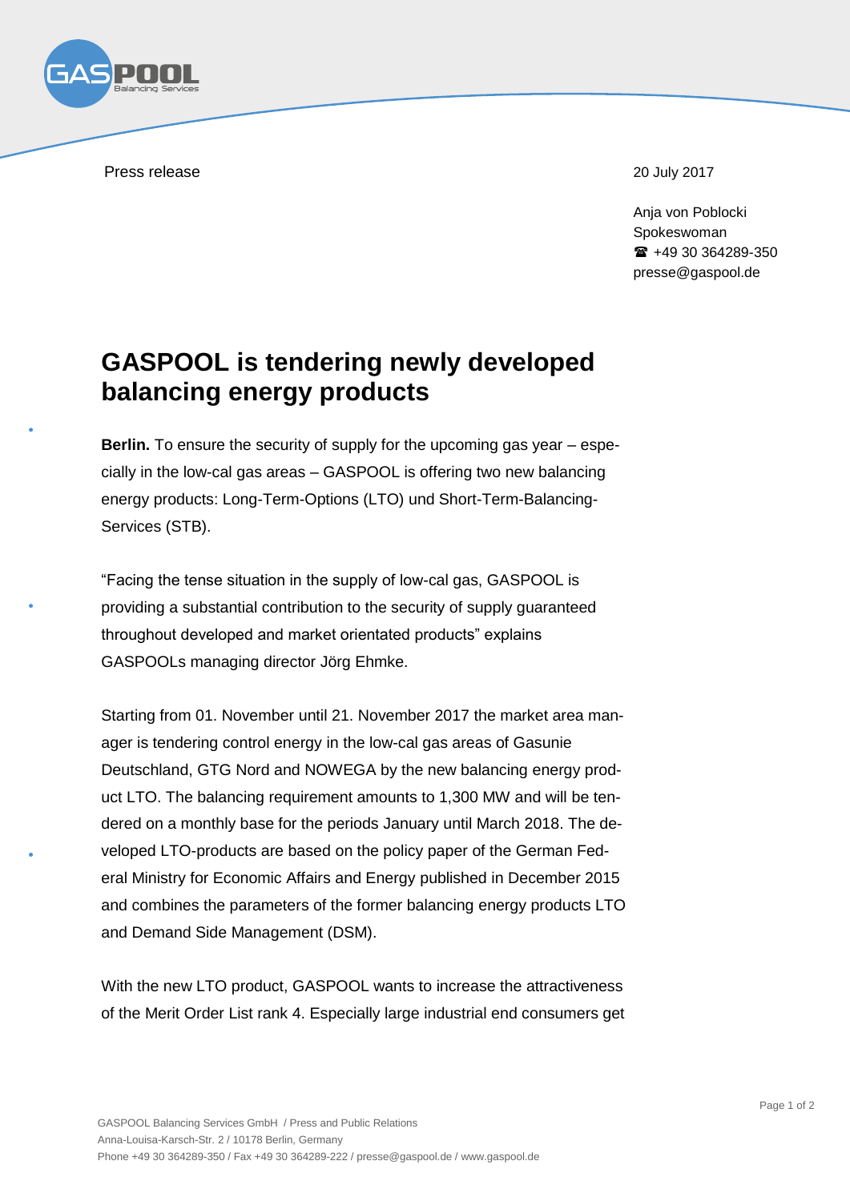Press release

20 July 2017

Anja von Poblocki
Spokeswoman
☎ +49 30 364289-350
presse@gaspool.de

# GASPOOL is tendering newly developed balancing energy products

**Berlin.** To ensure the security of supply for the upcoming gas year – especially in the low-cal gas areas – GASPOOL is offering two new balancing energy products: Long-Term-Options (LTO) und Short-Term-Balancing-Services (STB).

"Facing the tense situation in the supply of low-cal gas, GASPOOL is providing a substantial contribution to the security of supply guaranteed throughout developed and market orientated products" explains GASPOOLs managing director Jörg Ehmke.

Starting from 01. November until 21. November 2017 the market area manager is tendering control energy in the low-cal gas areas of Gasunie Deutschland, GTG Nord and NOWEGA by the new balancing energy product LTO. The balancing requirement amounts to 1,300 MW and will be tendered on a monthly base for the periods January until March 2018. The developed LTO-products are based on the policy paper of the German Federal Ministry for Economic Affairs and Energy published in December 2015 and combines the parameters of the former balancing energy products LTO and Demand Side Management (DSM).

With the new LTO product, GASPOOL wants to increase the attractiveness of the Merit Order List rank 4. Especially large industrial end consumers get

GASPOOL Balancing Services GmbH / Press and Public Relations
Anna-Louisa-Karsch-Str. 2 / 10178 Berlin, Germany
Phone +49 30 364289-350 / Fax +49 30 364289-222 / presse@gaspool.de / www.gaspool.de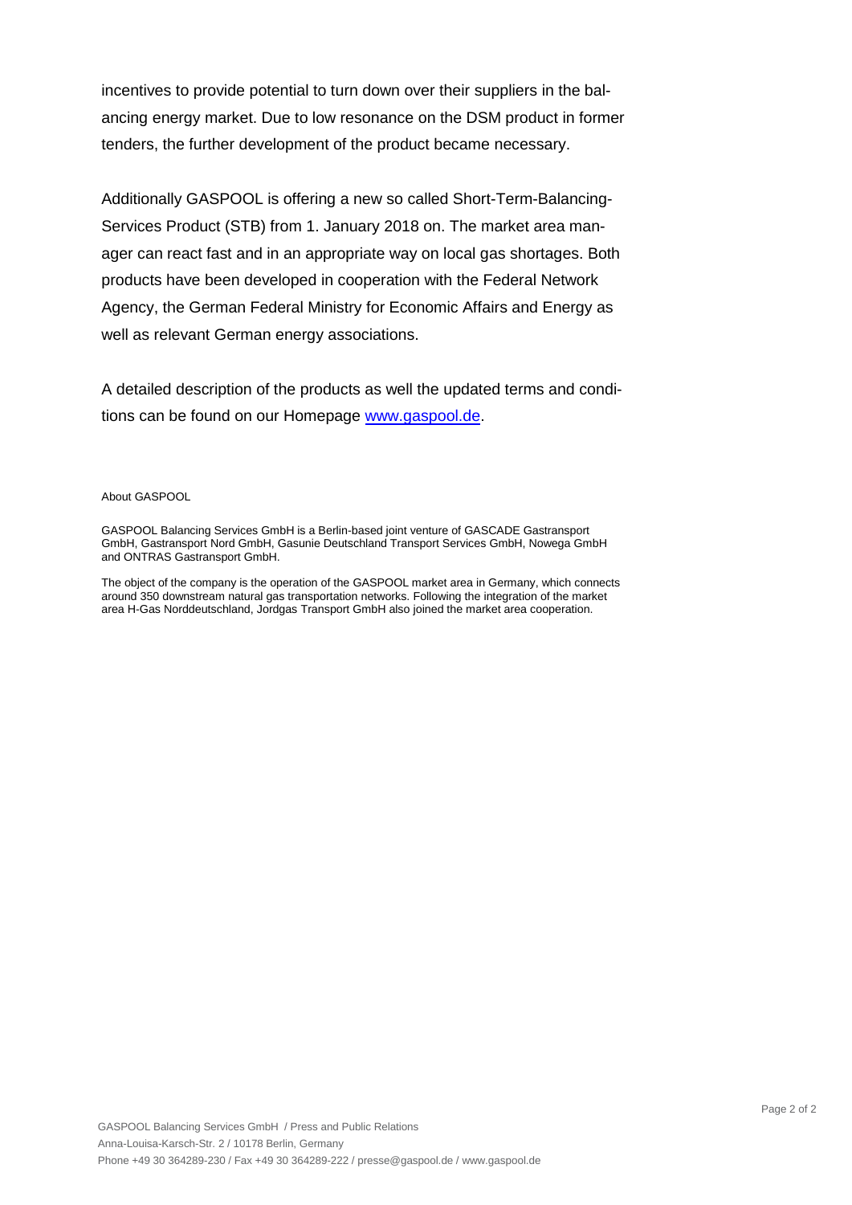incentives to provide potential to turn down over their suppliers in the balancing energy market. Due to low resonance on the DSM product in former tenders, the further development of the product became necessary.

Additionally GASPOOL is offering a new so called Short-Term-Balancing-Services Product (STB) from 1. January 2018 on. The market area manager can react fast and in an appropriate way on local gas shortages. Both products have been developed in cooperation with the Federal Network Agency, the German Federal Ministry for Economic Affairs and Energy as well as relevant German energy associations.

A detailed description of the products as well the updated terms and conditions can be found on our Homepage [www.gaspool.de](http://www.gaspool.de).

About GASPOOL

GASPOOL Balancing Services GmbH is a Berlin-based joint venture of GASCADE Gastransport GmbH, Gastransport Nord GmbH, Gasunie Deutschland Transport Services GmbH, Nowega GmbH and ONTRAS Gastransport GmbH.

The object of the company is the operation of the GASPOOL market area in Germany, which connects around 350 downstream natural gas transportation networks. Following the integration of the market area H-Gas Norddeutschland, Jordgas Transport GmbH also joined the market area cooperation.

GASPOOL Balancing Services GmbH / Press and Public Relations
Anna-Louisa-Karsch-Str. 2 / 10178 Berlin, Germany
Phone +49 30 364289-230 / Fax +49 30 364289-222 / presse@gaspool.de / www.gaspool.de